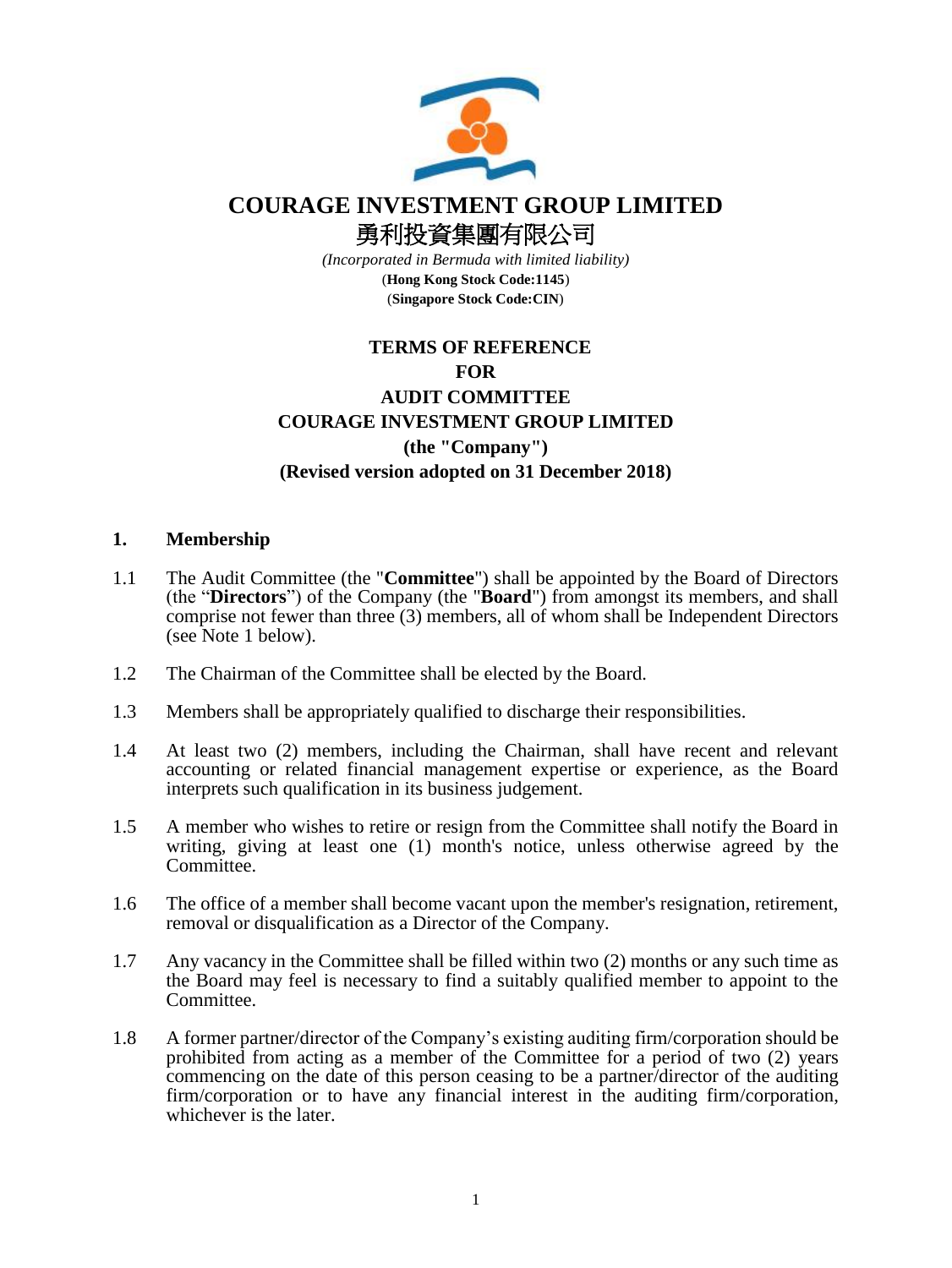# COURAGE INVESTMENT GROUP LIMITED

# 勇利投資集團有限公司

*(Incorporated in Bermuda with limited liability)*
(**Hong Kong Stock Code:1145**)
(**Singapore Stock Code:CIN**)

## TERMS OF REFERENCE
## FOR
## AUDIT COMMITTEE
## COURAGE INVESTMENT GROUP LIMITED
## (the "Company")
## (Revised version adopted on 31 December 2018)

### 1. Membership

1.1 The Audit Committee (the "**Committee**") shall be appointed by the Board of Directors (the "**Directors**") of the Company (the "**Board**") from amongst its members, and shall comprise not fewer than three (3) members, all of whom shall be Independent Directors (see Note 1 below).

1.2 The Chairman of the Committee shall be elected by the Board.

1.3 Members shall be appropriately qualified to discharge their responsibilities.

1.4 At least two (2) members, including the Chairman, shall have recent and relevant accounting or related financial management expertise or experience, as the Board interprets such qualification in its business judgement.

1.5 A member who wishes to retire or resign from the Committee shall notify the Board in writing, giving at least one (1) month's notice, unless otherwise agreed by the Committee.

1.6 The office of a member shall become vacant upon the member's resignation, retirement, removal or disqualification as a Director of the Company.

1.7 Any vacancy in the Committee shall be filled within two (2) months or any such time as the Board may feel is necessary to find a suitably qualified member to appoint to the Committee.

1.8 A former partner/director of the Company's existing auditing firm/corporation should be prohibited from acting as a member of the Committee for a period of two (2) years commencing on the date of this person ceasing to be a partner/director of the auditing firm/corporation or to have any financial interest in the auditing firm/corporation, whichever is the later.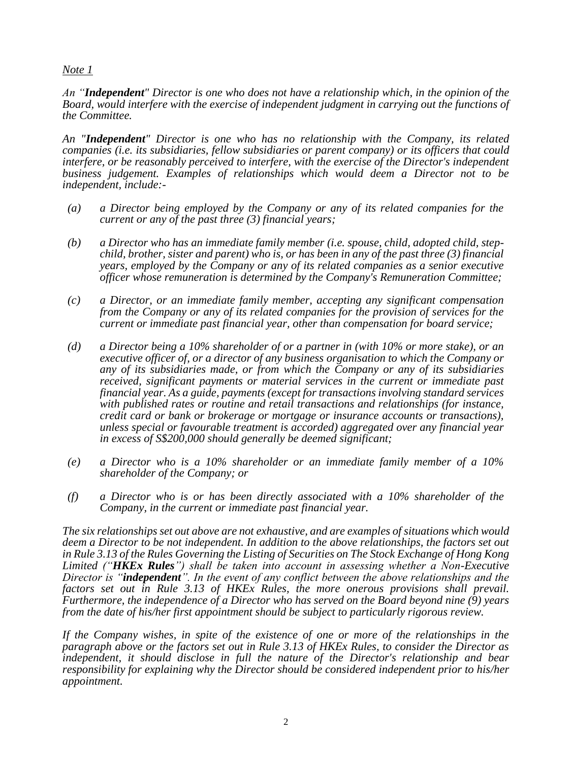*Note 1*

*An "**Independent**" Director is one who does not have a relationship which, in the opinion of the Board, would interfere with the exercise of independent judgment in carrying out the functions of the Committee.*

*An "**Independent**" Director is one who has no relationship with the Company, its related companies (i.e. its subsidiaries, fellow subsidiaries or parent company) or its officers that could interfere, or be reasonably perceived to interfere, with the exercise of the Director's independent business judgement. Examples of relationships which would deem a Director not to be independent, include:-*

*(a) a Director being employed by the Company or any of its related companies for the current or any of the past three (3) financial years;*

*(b) a Director who has an immediate family member (i.e. spouse, child, adopted child, step-child, brother, sister and parent) who is, or has been in any of the past three (3) financial years, employed by the Company or any of its related companies as a senior executive officer whose remuneration is determined by the Company's Remuneration Committee;*

*(c) a Director, or an immediate family member, accepting any significant compensation from the Company or any of its related companies for the provision of services for the current or immediate past financial year, other than compensation for board service;*

*(d) a Director being a 10% shareholder of or a partner in (with 10% or more stake), or an executive officer of, or a director of any business organisation to which the Company or any of its subsidiaries made, or from which the Company or any of its subsidiaries received, significant payments or material services in the current or immediate past financial year. As a guide, payments (except for transactions involving standard services with published rates or routine and retail transactions and relationships (for instance, credit card or bank or brokerage or mortgage or insurance accounts or transactions), unless special or favourable treatment is accorded) aggregated over any financial year in excess of S$200,000 should generally be deemed significant;*

*(e) a Director who is a 10% shareholder or an immediate family member of a 10% shareholder of the Company; or*

*(f) a Director who is or has been directly associated with a 10% shareholder of the Company, in the current or immediate past financial year.*

*The six relationships set out above are not exhaustive, and are examples of situations which would deem a Director to be not independent. In addition to the above relationships, the factors set out in Rule 3.13 of the Rules Governing the Listing of Securities on The Stock Exchange of Hong Kong Limited ("**HKEx Rules**") shall be taken into account in assessing whether a Non-Executive Director is "**independent**". In the event of any conflict between the above relationships and the factors set out in Rule 3.13 of HKEx Rules, the more onerous provisions shall prevail. Furthermore, the independence of a Director who has served on the Board beyond nine (9) years from the date of his/her first appointment should be subject to particularly rigorous review.*

*If the Company wishes, in spite of the existence of one or more of the relationships in the paragraph above or the factors set out in Rule 3.13 of HKEx Rules, to consider the Director as independent, it should disclose in full the nature of the Director's relationship and bear responsibility for explaining why the Director should be considered independent prior to his/her appointment.*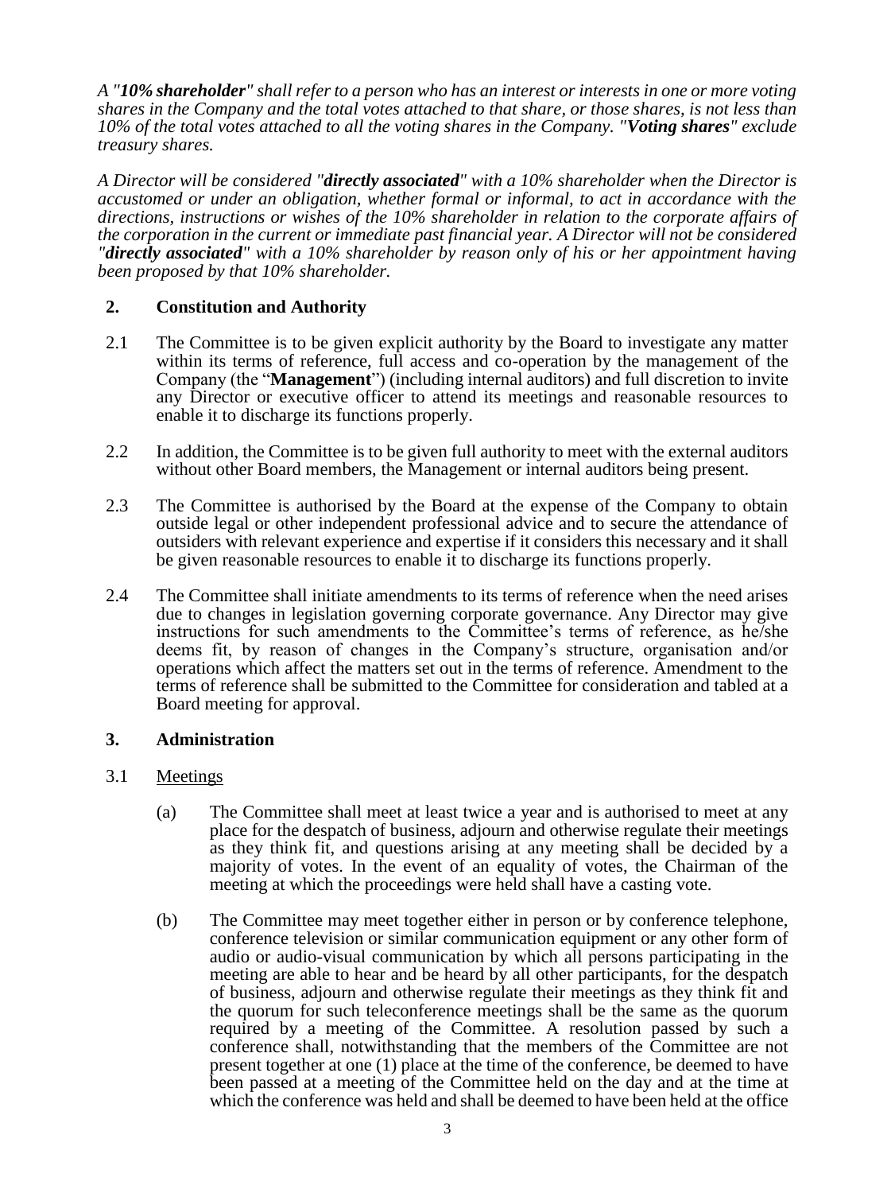*A "**10% shareholder**" shall refer to a person who has an interest or interests in one or more voting shares in the Company and the total votes attached to that share, or those shares, is not less than 10% of the total votes attached to all the voting shares in the Company. "**Voting shares**" exclude treasury shares.*

*A Director will be considered "**directly associated**" with a 10% shareholder when the Director is accustomed or under an obligation, whether formal or informal, to act in accordance with the directions, instructions or wishes of the 10% shareholder in relation to the corporate affairs of the corporation in the current or immediate past financial year. A Director will not be considered "**directly associated**" with a 10% shareholder by reason only of his or her appointment having been proposed by that 10% shareholder.*

## 2. Constitution and Authority

2.1 The Committee is to be given explicit authority by the Board to investigate any matter within its terms of reference, full access and co-operation by the management of the Company (the "**Management**") (including internal auditors) and full discretion to invite any Director or executive officer to attend its meetings and reasonable resources to enable it to discharge its functions properly.

2.2 In addition, the Committee is to be given full authority to meet with the external auditors without other Board members, the Management or internal auditors being present.

2.3 The Committee is authorised by the Board at the expense of the Company to obtain outside legal or other independent professional advice and to secure the attendance of outsiders with relevant experience and expertise if it considers this necessary and it shall be given reasonable resources to enable it to discharge its functions properly.

2.4 The Committee shall initiate amendments to its terms of reference when the need arises due to changes in legislation governing corporate governance. Any Director may give instructions for such amendments to the Committee's terms of reference, as he/she deems fit, by reason of changes in the Company's structure, organisation and/or operations which affect the matters set out in the terms of reference. Amendment to the terms of reference shall be submitted to the Committee for consideration and tabled at a Board meeting for approval.

## 3. Administration

3.1 <u>Meetings</u>

(a) The Committee shall meet at least twice a year and is authorised to meet at any place for the despatch of business, adjourn and otherwise regulate their meetings as they think fit, and questions arising at any meeting shall be decided by a majority of votes. In the event of an equality of votes, the Chairman of the meeting at which the proceedings were held shall have a casting vote.

(b) The Committee may meet together either in person or by conference telephone, conference television or similar communication equipment or any other form of audio or audio-visual communication by which all persons participating in the meeting are able to hear and be heard by all other participants, for the despatch of business, adjourn and otherwise regulate their meetings as they think fit and the quorum for such teleconference meetings shall be the same as the quorum required by a meeting of the Committee. A resolution passed by such a conference shall, notwithstanding that the members of the Committee are not present together at one (1) place at the time of the conference, be deemed to have been passed at a meeting of the Committee held on the day and at the time at which the conference was held and shall be deemed to have been held at the office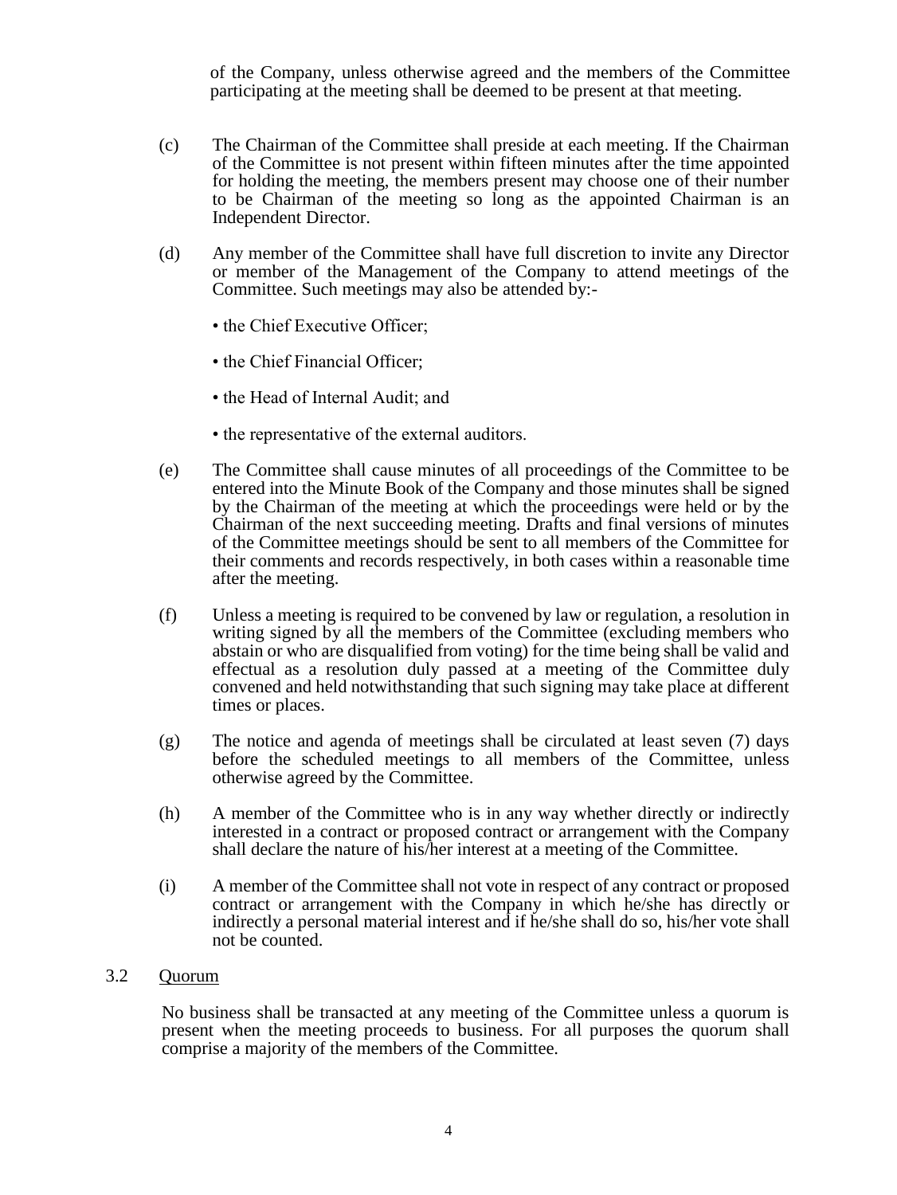of the Company, unless otherwise agreed and the members of the Committee participating at the meeting shall be deemed to be present at that meeting.

(c) The Chairman of the Committee shall preside at each meeting. If the Chairman of the Committee is not present within fifteen minutes after the time appointed for holding the meeting, the members present may choose one of their number to be Chairman of the meeting so long as the appointed Chairman is an Independent Director.

(d) Any member of the Committee shall have full discretion to invite any Director or member of the Management of the Company to attend meetings of the Committee. Such meetings may also be attended by:-

- the Chief Executive Officer;
- the Chief Financial Officer;
- the Head of Internal Audit; and
- the representative of the external auditors.

(e) The Committee shall cause minutes of all proceedings of the Committee to be entered into the Minute Book of the Company and those minutes shall be signed by the Chairman of the meeting at which the proceedings were held or by the Chairman of the next succeeding meeting. Drafts and final versions of minutes of the Committee meetings should be sent to all members of the Committee for their comments and records respectively, in both cases within a reasonable time after the meeting.

(f) Unless a meeting is required to be convened by law or regulation, a resolution in writing signed by all the members of the Committee (excluding members who abstain or who are disqualified from voting) for the time being shall be valid and effectual as a resolution duly passed at a meeting of the Committee duly convened and held notwithstanding that such signing may take place at different times or places.

(g) The notice and agenda of meetings shall be circulated at least seven (7) days before the scheduled meetings to all members of the Committee, unless otherwise agreed by the Committee.

(h) A member of the Committee who is in any way whether directly or indirectly interested in a contract or proposed contract or arrangement with the Company shall declare the nature of his/her interest at a meeting of the Committee.

(i) A member of the Committee shall not vote in respect of any contract or proposed contract or arrangement with the Company in which he/she has directly or indirectly a personal material interest and if he/she shall do so, his/her vote shall not be counted.

3.2 Quorum

No business shall be transacted at any meeting of the Committee unless a quorum is present when the meeting proceeds to business. For all purposes the quorum shall comprise a majority of the members of the Committee.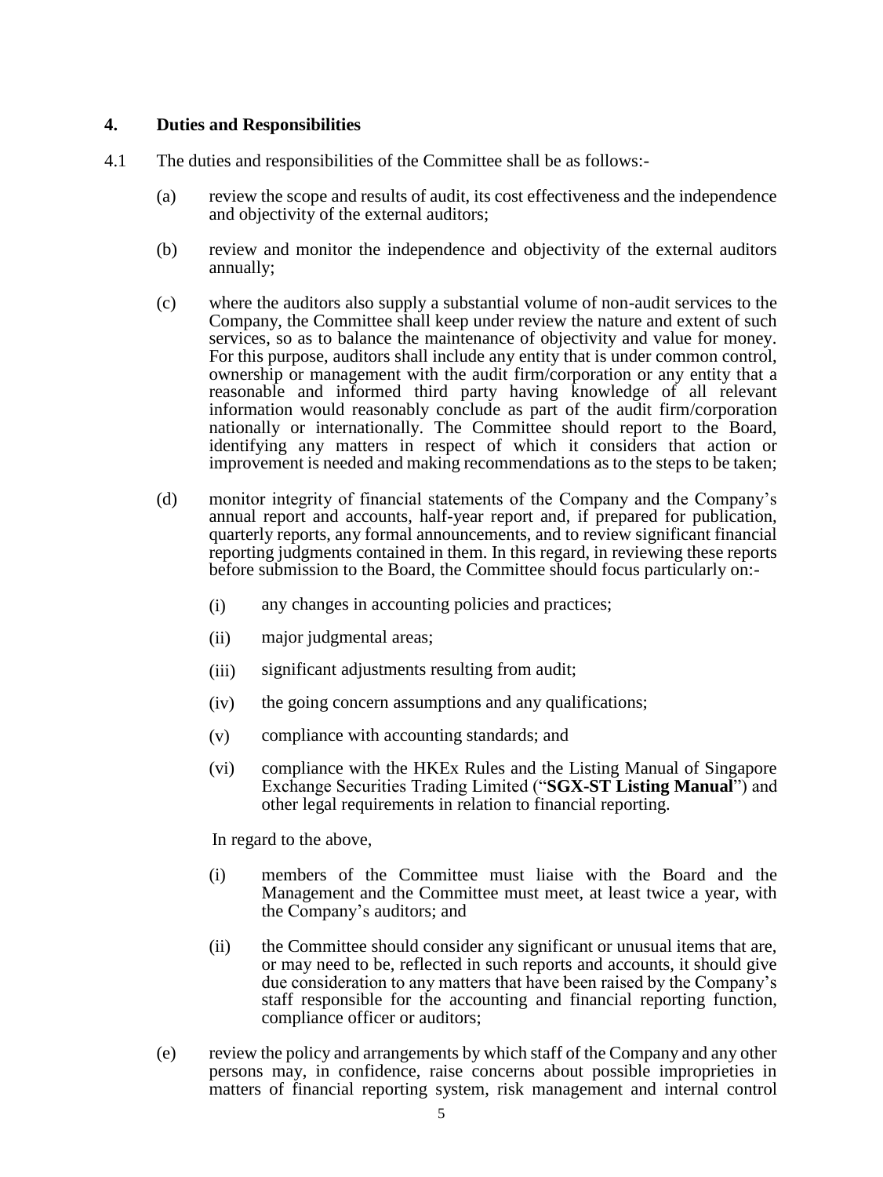## 4. Duties and Responsibilities

4.1 The duties and responsibilities of the Committee shall be as follows:-

(a) review the scope and results of audit, its cost effectiveness and the independence and objectivity of the external auditors;

(b) review and monitor the independence and objectivity of the external auditors annually;

(c) where the auditors also supply a substantial volume of non-audit services to the Company, the Committee shall keep under review the nature and extent of such services, so as to balance the maintenance of objectivity and value for money. For this purpose, auditors shall include any entity that is under common control, ownership or management with the audit firm/corporation or any entity that a reasonable and informed third party having knowledge of all relevant information would reasonably conclude as part of the audit firm/corporation nationally or internationally. The Committee should report to the Board, identifying any matters in respect of which it considers that action or improvement is needed and making recommendations as to the steps to be taken;

(d) monitor integrity of financial statements of the Company and the Company's annual report and accounts, half-year report and, if prepared for publication, quarterly reports, any formal announcements, and to review significant financial reporting judgments contained in them. In this regard, in reviewing these reports before submission to the Board, the Committee should focus particularly on:-

   (i) any changes in accounting policies and practices;

   (ii) major judgmental areas;

   (iii) significant adjustments resulting from audit;

   (iv) the going concern assumptions and any qualifications;

   (v) compliance with accounting standards; and

   (vi) compliance with the HKEx Rules and the Listing Manual of Singapore Exchange Securities Trading Limited ("**SGX-ST Listing Manual**") and other legal requirements in relation to financial reporting.

   In regard to the above,

   (i) members of the Committee must liaise with the Board and the Management and the Committee must meet, at least twice a year, with the Company's auditors; and

   (ii) the Committee should consider any significant or unusual items that are, or may need to be, reflected in such reports and accounts, it should give due consideration to any matters that have been raised by the Company's staff responsible for the accounting and financial reporting function, compliance officer or auditors;

(e) review the policy and arrangements by which staff of the Company and any other persons may, in confidence, raise concerns about possible improprieties in matters of financial reporting system, risk management and internal control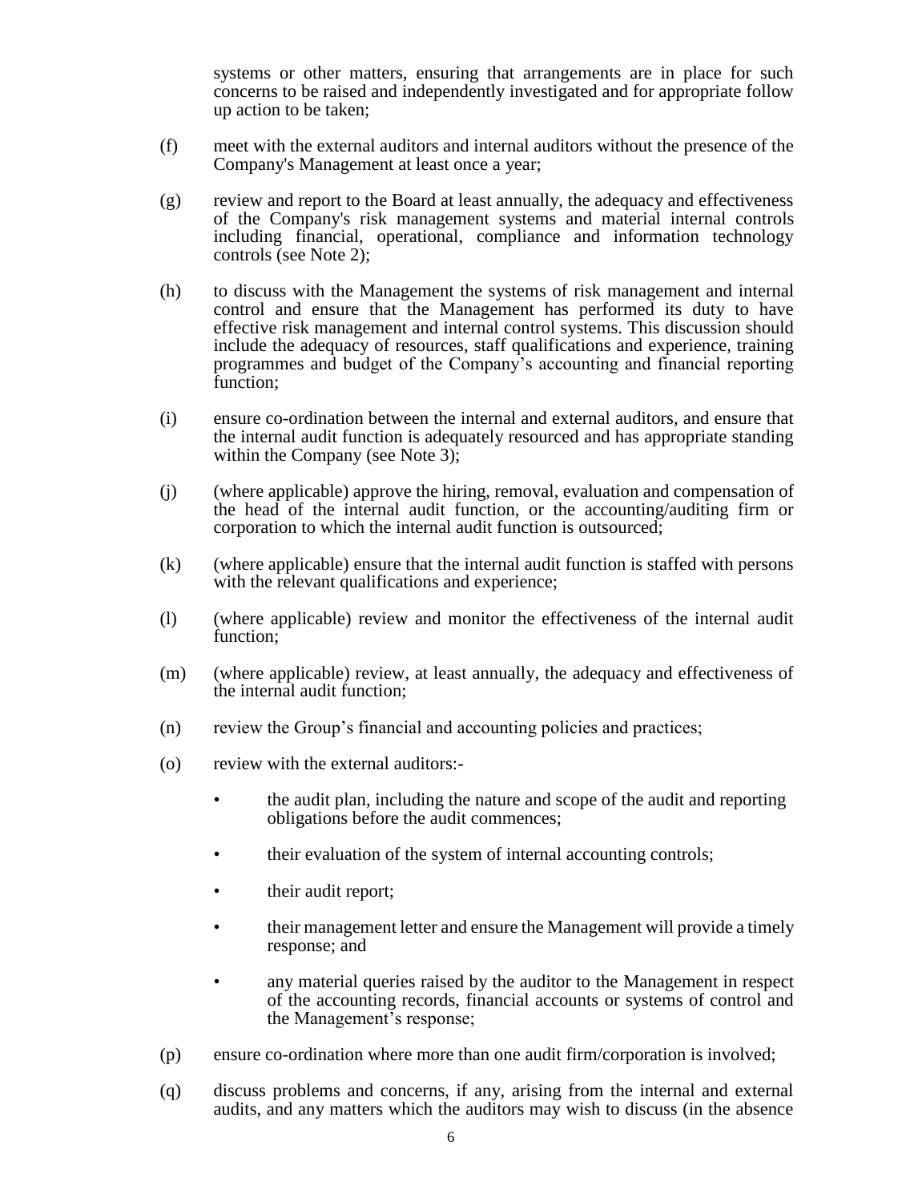systems or other matters, ensuring that arrangements are in place for such concerns to be raised and independently investigated and for appropriate follow up action to be taken;

(f) meet with the external auditors and internal auditors without the presence of the Company's Management at least once a year;

(g) review and report to the Board at least annually, the adequacy and effectiveness of the Company's risk management systems and material internal controls including financial, operational, compliance and information technology controls (see Note 2);

(h) to discuss with the Management the systems of risk management and internal control and ensure that the Management has performed its duty to have effective risk management and internal control systems. This discussion should include the adequacy of resources, staff qualifications and experience, training programmes and budget of the Company's accounting and financial reporting function;

(i) ensure co-ordination between the internal and external auditors, and ensure that the internal audit function is adequately resourced and has appropriate standing within the Company (see Note 3);

(j) (where applicable) approve the hiring, removal, evaluation and compensation of the head of the internal audit function, or the accounting/auditing firm or corporation to which the internal audit function is outsourced;

(k) (where applicable) ensure that the internal audit function is staffed with persons with the relevant qualifications and experience;

(l) (where applicable) review and monitor the effectiveness of the internal audit function;

(m) (where applicable) review, at least annually, the adequacy and effectiveness of the internal audit function;

(n) review the Group's financial and accounting policies and practices;

(o) review with the external auditors:-

- the audit plan, including the nature and scope of the audit and reporting obligations before the audit commences;
- their evaluation of the system of internal accounting controls;
- their audit report;
- their management letter and ensure the Management will provide a timely response; and
- any material queries raised by the auditor to the Management in respect of the accounting records, financial accounts or systems of control and the Management's response;

(p) ensure co-ordination where more than one audit firm/corporation is involved;

(q) discuss problems and concerns, if any, arising from the internal and external audits, and any matters which the auditors may wish to discuss (in the absence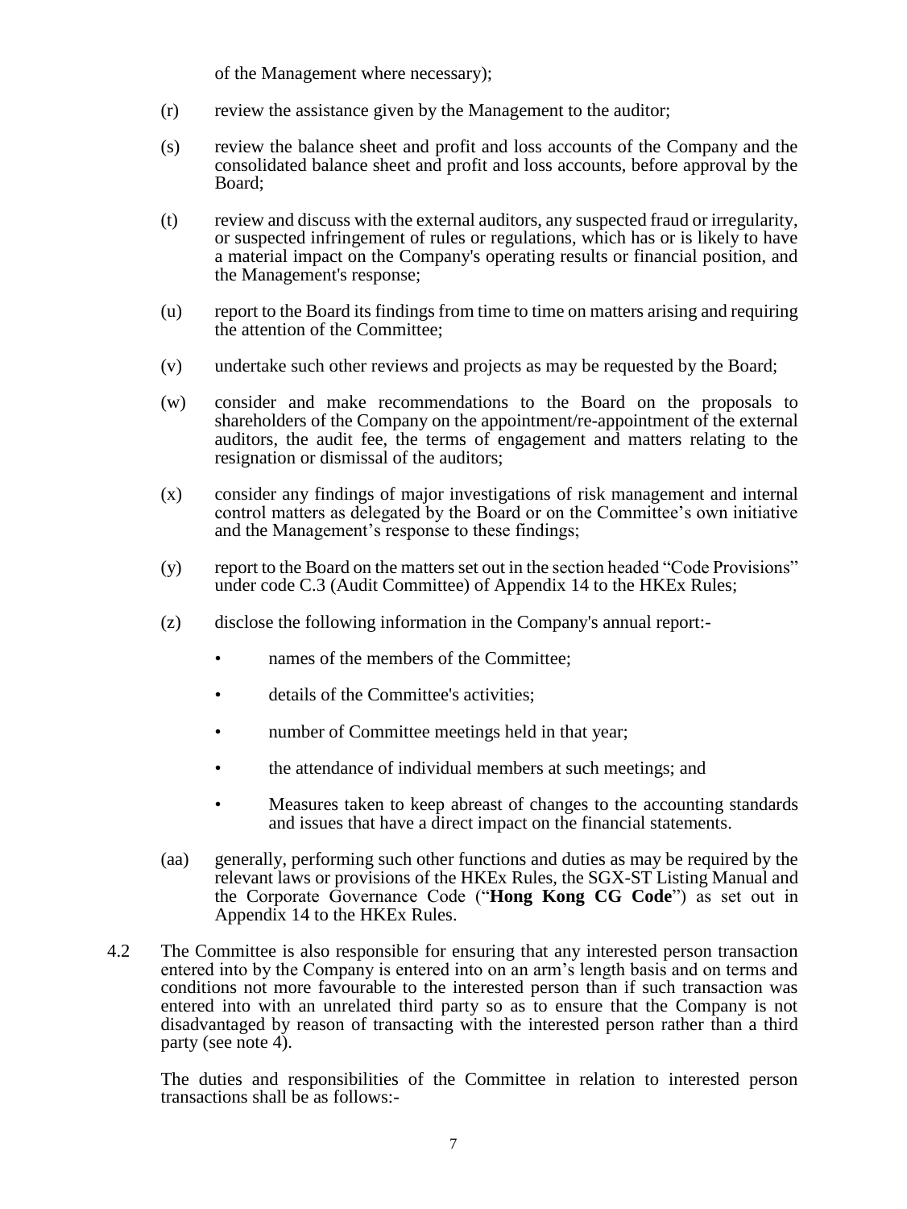of the Management where necessary);

(r) review the assistance given by the Management to the auditor;

(s) review the balance sheet and profit and loss accounts of the Company and the consolidated balance sheet and profit and loss accounts, before approval by the Board;

(t) review and discuss with the external auditors, any suspected fraud or irregularity, or suspected infringement of rules or regulations, which has or is likely to have a material impact on the Company's operating results or financial position, and the Management's response;

(u) report to the Board its findings from time to time on matters arising and requiring the attention of the Committee;

(v) undertake such other reviews and projects as may be requested by the Board;

(w) consider and make recommendations to the Board on the proposals to shareholders of the Company on the appointment/re-appointment of the external auditors, the audit fee, the terms of engagement and matters relating to the resignation or dismissal of the auditors;

(x) consider any findings of major investigations of risk management and internal control matters as delegated by the Board or on the Committee's own initiative and the Management's response to these findings;

(y) report to the Board on the matters set out in the section headed "Code Provisions" under code C.3 (Audit Committee) of Appendix 14 to the HKEx Rules;

(z) disclose the following information in the Company's annual report:-

- names of the members of the Committee;
- details of the Committee's activities;
- number of Committee meetings held in that year;
- the attendance of individual members at such meetings; and
- Measures taken to keep abreast of changes to the accounting standards and issues that have a direct impact on the financial statements.

(aa) generally, performing such other functions and duties as may be required by the relevant laws or provisions of the HKEx Rules, the SGX-ST Listing Manual and the Corporate Governance Code ("**Hong Kong CG Code**") as set out in Appendix 14 to the HKEx Rules.

4.2 The Committee is also responsible for ensuring that any interested person transaction entered into by the Company is entered into on an arm's length basis and on terms and conditions not more favourable to the interested person than if such transaction was entered into with an unrelated third party so as to ensure that the Company is not disadvantaged by reason of transacting with the interested person rather than a third party (see note 4).

The duties and responsibilities of the Committee in relation to interested person transactions shall be as follows:-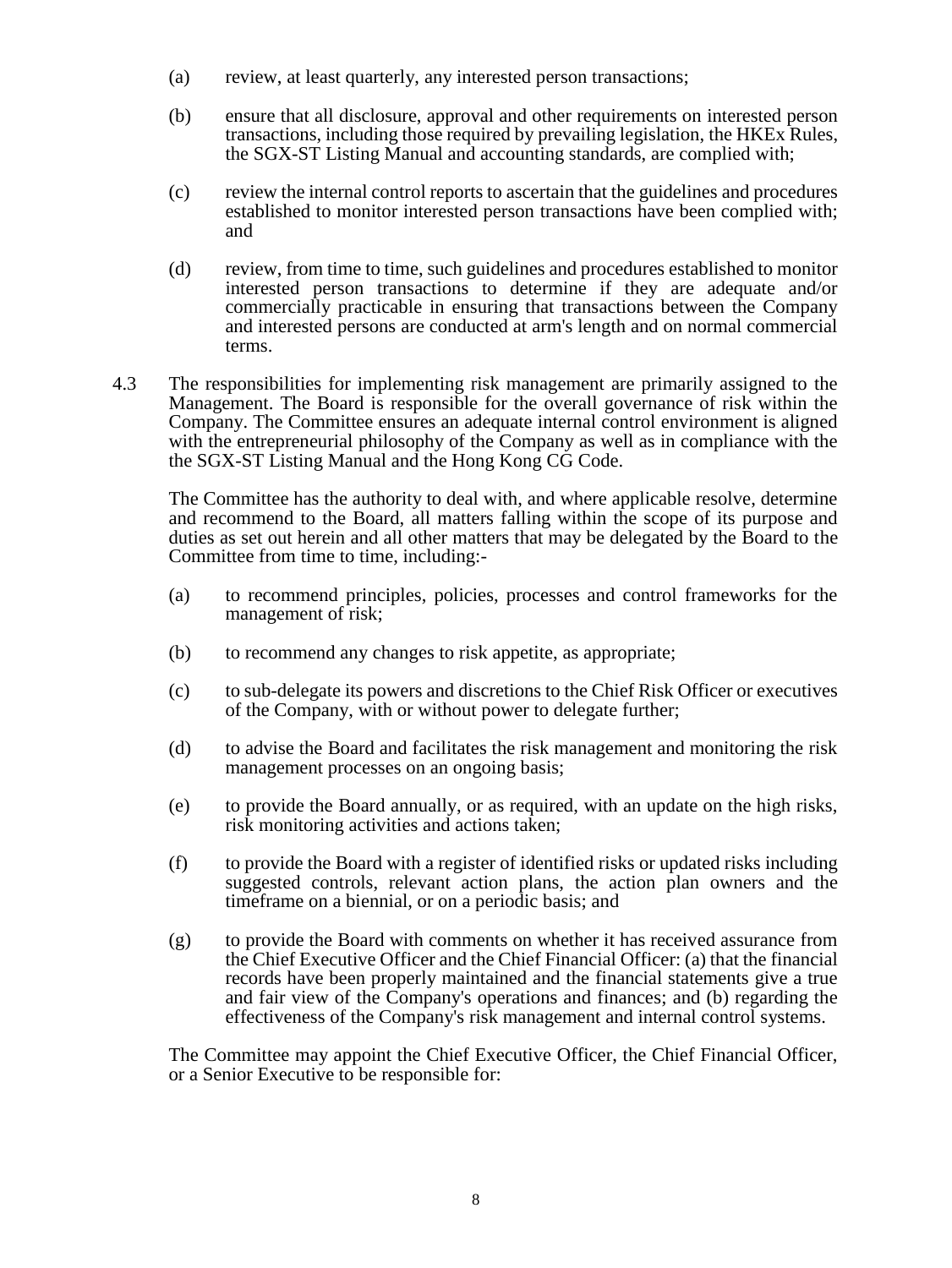(a) review, at least quarterly, any interested person transactions;

(b) ensure that all disclosure, approval and other requirements on interested person transactions, including those required by prevailing legislation, the HKEx Rules, the SGX-ST Listing Manual and accounting standards, are complied with;

(c) review the internal control reports to ascertain that the guidelines and procedures established to monitor interested person transactions have been complied with; and

(d) review, from time to time, such guidelines and procedures established to monitor interested person transactions to determine if they are adequate and/or commercially practicable in ensuring that transactions between the Company and interested persons are conducted at arm's length and on normal commercial terms.

4.3 The responsibilities for implementing risk management are primarily assigned to the Management. The Board is responsible for the overall governance of risk within the Company. The Committee ensures an adequate internal control environment is aligned with the entrepreneurial philosophy of the Company as well as in compliance with the the SGX-ST Listing Manual and the Hong Kong CG Code.

The Committee has the authority to deal with, and where applicable resolve, determine and recommend to the Board, all matters falling within the scope of its purpose and duties as set out herein and all other matters that may be delegated by the Board to the Committee from time to time, including:-

(a) to recommend principles, policies, processes and control frameworks for the management of risk;

(b) to recommend any changes to risk appetite, as appropriate;

(c) to sub-delegate its powers and discretions to the Chief Risk Officer or executives of the Company, with or without power to delegate further;

(d) to advise the Board and facilitates the risk management and monitoring the risk management processes on an ongoing basis;

(e) to provide the Board annually, or as required, with an update on the high risks, risk monitoring activities and actions taken;

(f) to provide the Board with a register of identified risks or updated risks including suggested controls, relevant action plans, the action plan owners and the timeframe on a biennial, or on a periodic basis; and

(g) to provide the Board with comments on whether it has received assurance from the Chief Executive Officer and the Chief Financial Officer: (a) that the financial records have been properly maintained and the financial statements give a true and fair view of the Company's operations and finances; and (b) regarding the effectiveness of the Company's risk management and internal control systems.

The Committee may appoint the Chief Executive Officer, the Chief Financial Officer, or a Senior Executive to be responsible for: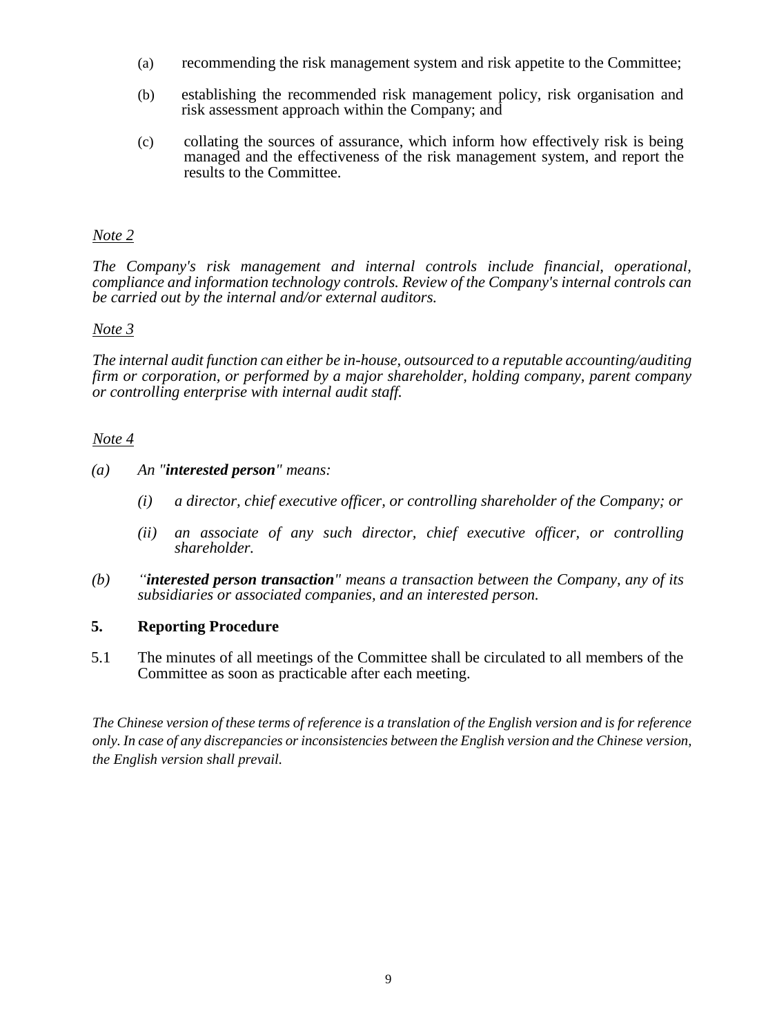(a) recommending the risk management system and risk appetite to the Committee;

(b) establishing the recommended risk management policy, risk organisation and risk assessment approach within the Company; and

(c) collating the sources of assurance, which inform how effectively risk is being managed and the effectiveness of the risk management system, and report the results to the Committee.

*Note 2*

*The Company's risk management and internal controls include financial, operational, compliance and information technology controls. Review of the Company's internal controls can be carried out by the internal and/or external auditors.*

*Note 3*

*The internal audit function can either be in-house, outsourced to a reputable accounting/auditing firm or corporation, or performed by a major shareholder, holding company, parent company or controlling enterprise with internal audit staff.*

*Note 4*

*(a) An "**interested person**" means:*

*(i) a director, chief executive officer, or controlling shareholder of the Company; or*

*(ii) an associate of any such director, chief executive officer, or controlling shareholder.*

*(b) "**interested person transaction**" means a transaction between the Company, any of its subsidiaries or associated companies, and an interested person.*

## 5. Reporting Procedure

5.1 The minutes of all meetings of the Committee shall be circulated to all members of the Committee as soon as practicable after each meeting.

*The Chinese version of these terms of reference is a translation of the English version and is for reference only. In case of any discrepancies or inconsistencies between the English version and the Chinese version, the English version shall prevail.*